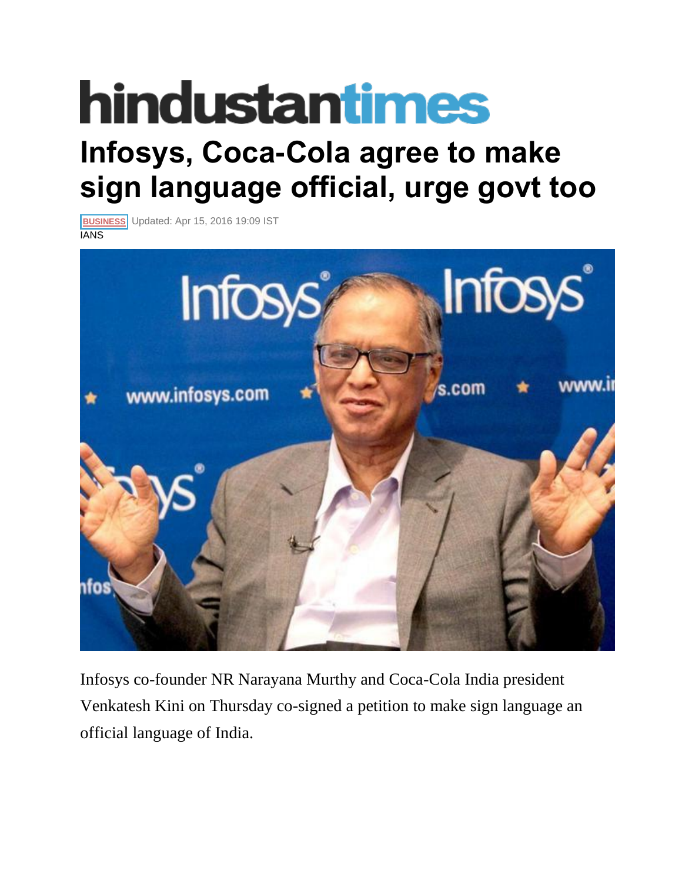hindustantimes

# Infosys, Coca-Cola agree to make sign language official, urge govt too

BUSINESS Updated: Apr 15, 2016 19:09 IST

IANS

Infosys co-founder NR Narayana Murthy and Coca-Cola India president Venkatesh Kini on Thursday co-signed a petition to make sign language an official language of India.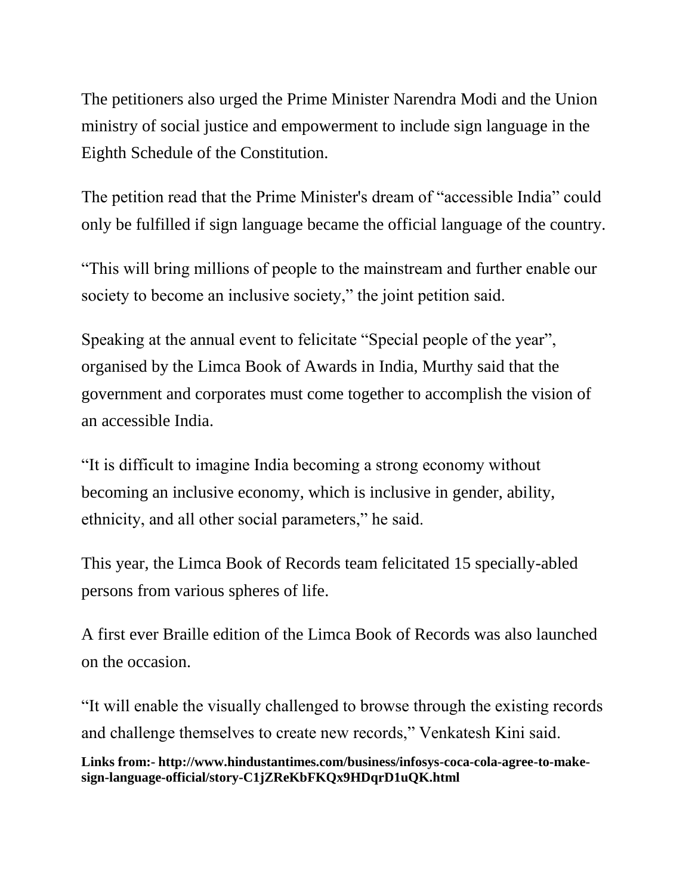The petitioners also urged the Prime Minister Narendra Modi and the Union ministry of social justice and empowerment to include sign language in the Eighth Schedule of the Constitution.

The petition read that the Prime Minister's dream of “accessible India” could only be fulfilled if sign language became the official language of the country.

“This will bring millions of people to the mainstream and further enable our society to become an inclusive society,” the joint petition said.

Speaking at the annual event to felicitate “Special people of the year”, organised by the Limca Book of Awards in India, Murthy said that the government and corporates must come together to accomplish the vision of an accessible India.

“It is difficult to imagine India becoming a strong economy without becoming an inclusive economy, which is inclusive in gender, ability, ethnicity, and all other social parameters,” he said.

This year, the Limca Book of Records team felicitated 15 specially-abled persons from various spheres of life.

A first ever Braille edition of the Limca Book of Records was also launched on the occasion.

“It will enable the visually challenged to browse through the existing records and challenge themselves to create new records,” Venkatesh Kini said.

**Links from:- http://www.hindustantimes.com/business/infosys-coca-cola-agree-to-make-sign-language-official/story-C1jZReKbFKQx9HDqrD1uQK.html**